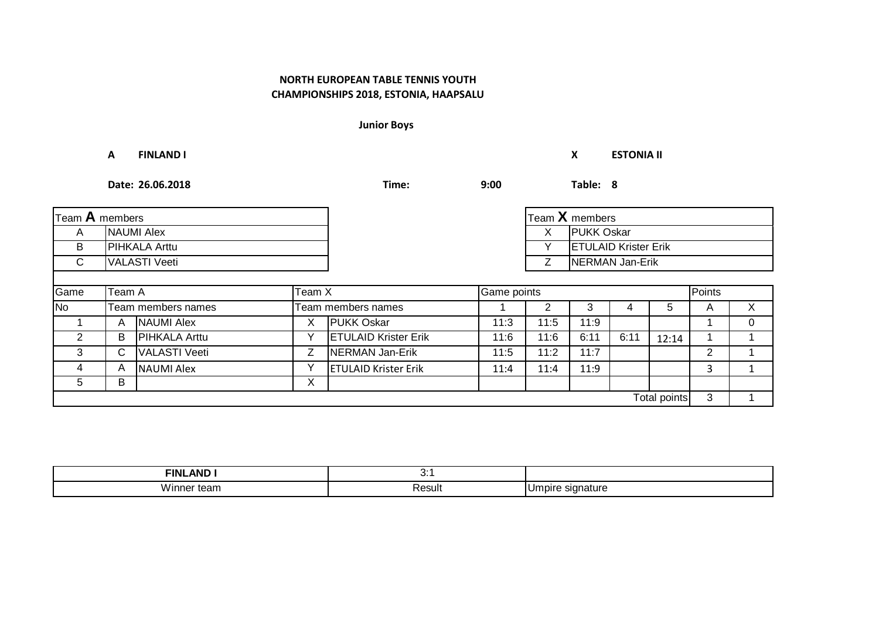**NORTH EUROPEAN TABLE TENNIS YOUTH CHAMPIONSHIPS 2018, ESTONIA, HAAPSALU**

**Junior Boys**

**A FINLAND I** **X ESTONIA II**

**Date: 26.06.2018** **Time: 9:00** **Table: 8**

| Team **A** members | |
|---|---|
| A | NAUMI Alex |
| B | PIHKALA Arttu |
| C | VALASTI Veeti |

| Team **X** members | |
|---|---|
| X | PUKK Oskar |
| Y | ETULAID Krister Erik |
| Z | NERMAN Jan-Erik |

| Game | Team A | | Team X | | Game points | | | | | Points | |
|---|---|---|---|---|---|---|---|---|---|---|---|
| No | Team members names | | Team members names | | 1 | 2 | 3 | 4 | 5 | A | X |
| 1 | A | NAUMI Alex | X | PUKK Oskar | 11:3 | 11:5 | 11:9 | | | 1 | 0 |
| 2 | B | PIHKALA Arttu | Y | ETULAID Krister Erik | 11:6 | 11:6 | 6:11 | 6:11 | 12:14 | 1 | 1 |
| 3 | C | VALASTI Veeti | Z | NERMAN Jan-Erik | 11:5 | 11:2 | 11:7 | | | 2 | 1 |
| 4 | A | NAUMI Alex | Y | ETULAID Krister Erik | 11:4 | 11:4 | 11:9 | | | 3 | 1 |
| 5 | B | | X | | | | | | | | |
| | | | | | | | | | Total points | 3 | 1 |

| **FINLAND I** | 3:1 | |
|---|---|---|
| Winner team | Result | Umpire signature |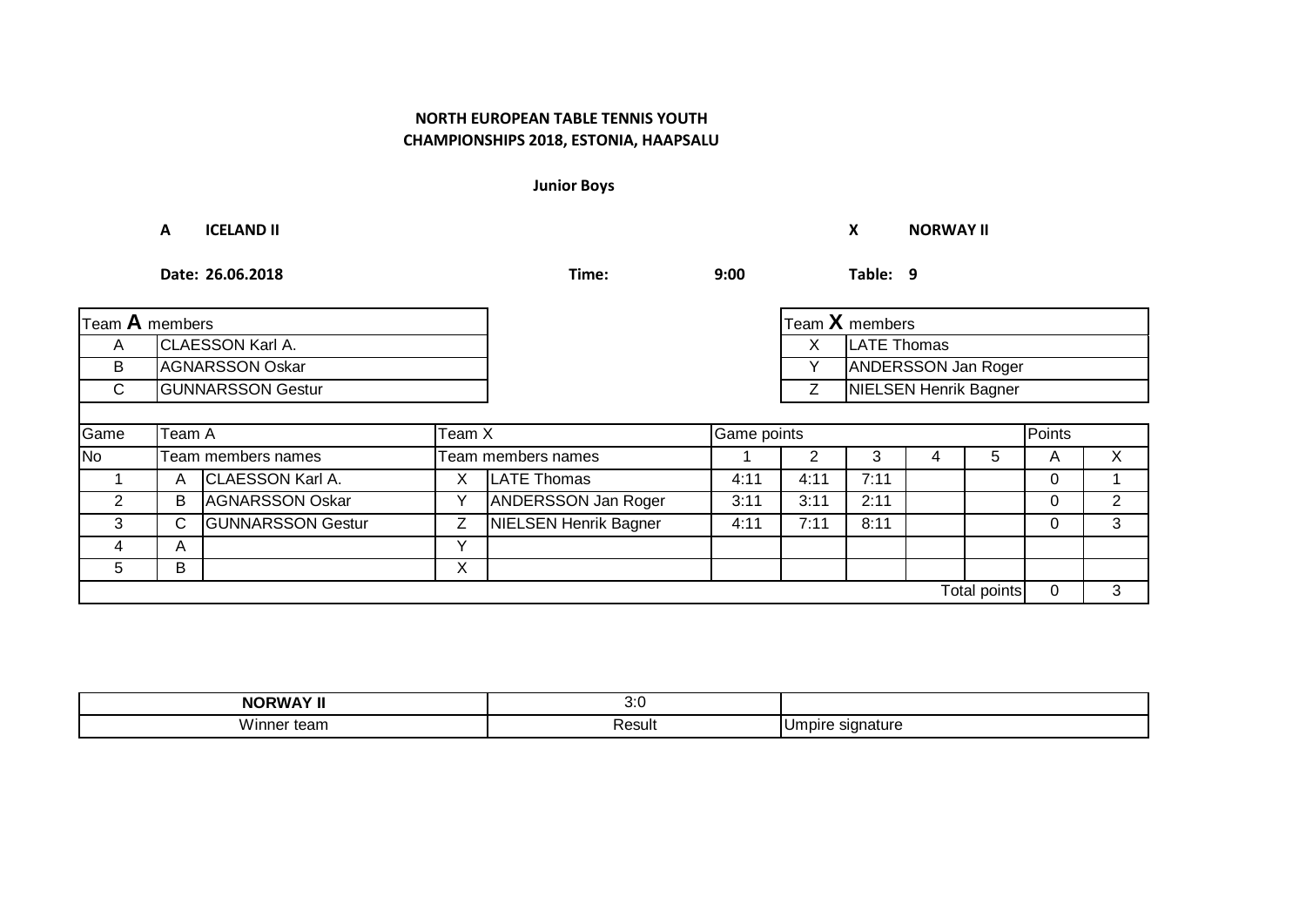**NORTH EUROPEAN TABLE TENNIS YOUTH CHAMPIONSHIPS 2018, ESTONIA, HAAPSALU**

**Junior Boys**

**A ICELAND II** **X NORWAY II**

**Date: 26.06.2018** **Time: 9:00** **Table: 9**

| Team **A** members | |
|---|---|
| A | CLAESSON Karl A. |
| B | AGNARSSON Oskar |
| C | GUNNARSSON Gestur |

| Team **X** members | |
|---|---|
| X | LATE Thomas |
| Y | ANDERSSON Jan Roger |
| Z | NIELSEN Henrik Bagner |

| Game | Team A | | Team X | | Game points | | | | | Points | |
|---|---|---|---|---|---|---|---|---|---|---|---|
| No | Team members names | | Team members names | | 1 | 2 | 3 | 4 | 5 | A | X |
| 1 | A | CLAESSON Karl A. | X | LATE Thomas | 4:11 | 4:11 | 7:11 | | | 0 | 1 |
| 2 | B | AGNARSSON Oskar | Y | ANDERSSON Jan Roger | 3:11 | 3:11 | 2:11 | | | 0 | 2 |
| 3 | C | GUNNARSSON Gestur | Z | NIELSEN Henrik Bagner | 4:11 | 7:11 | 8:11 | | | 0 | 3 |
| 4 | A | | Y | | | | | | | | |
| 5 | B | | X | | | | | | | | |
| | | | | | | | | | Total points | 0 | 3 |

| **NORWAY II** | 3:0 | |
|---|---|---|
| Winner team | Result | Umpire signature |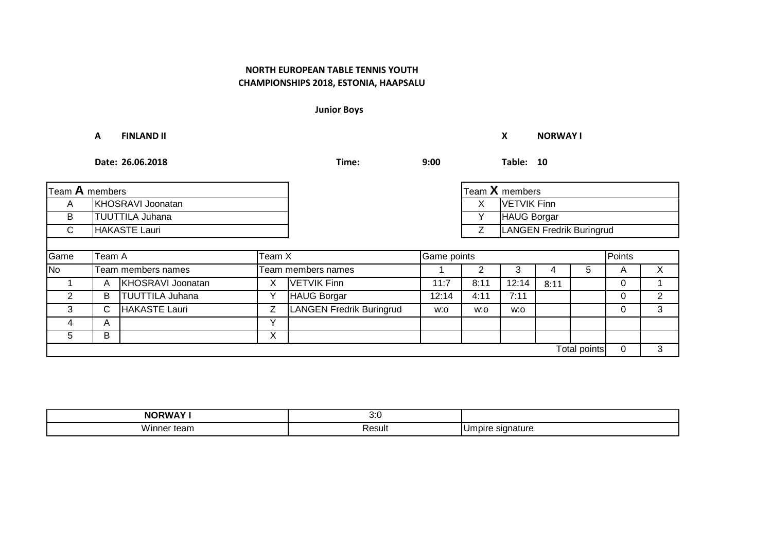**NORTH EUROPEAN TABLE TENNIS YOUTH CHAMPIONSHIPS 2018, ESTONIA, HAAPSALU**

**Junior Boys**

**A FINLAND II** **X NORWAY I**

**Date: 26.06.2018** **Time: 9:00** **Table: 10**

| Team **A** members | |
|---|---|
| A | KHOSRAVI Joonatan |
| B | TUUTTILA Juhana |
| C | HAKASTE Lauri |

| Team **X** members | |
|---|---|
| X | VETVIK Finn |
| Y | HAUG Borgar |
| Z | LANGEN Fredrik Buringrud |

| Game | Team A | | Team X | | Game points | | | | | Points | |
|---|---|---|---|---|---|---|---|---|---|---|---|
| No | Team members names | | Team members names | | 1 | 2 | 3 | 4 | 5 | A | X |
| 1 | A | KHOSRAVI Joonatan | X | VETVIK Finn | 11:7 | 8:11 | 12:14 | 8:11 | | 0 | 1 |
| 2 | B | TUUTTILA Juhana | Y | HAUG Borgar | 12:14 | 4:11 | 7:11 | | | 0 | 2 |
| 3 | C | HAKASTE Lauri | Z | LANGEN Fredrik Buringrud | w:o | w:o | w:o | | | 0 | 3 |
| 4 | A | | Y | | | | | | | | |
| 5 | B | | X | | | | | | | | |
| | | | | | | | | | Total points | 0 | 3 |

| **NORWAY I** | 3:0 | |
|---|---|---|
| Winner team | Result | Umpire signature |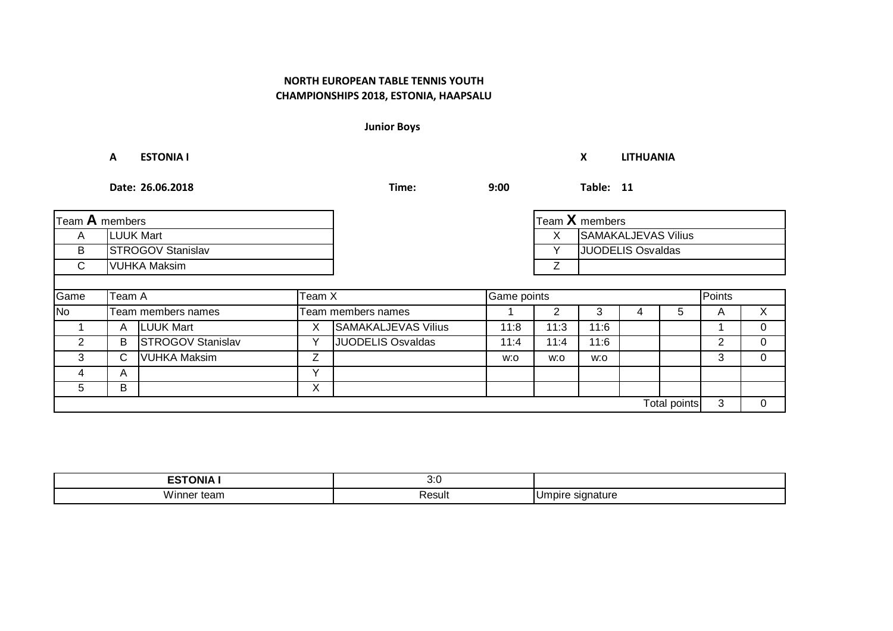**NORTH EUROPEAN TABLE TENNIS YOUTH CHAMPIONSHIPS 2018, ESTONIA, HAAPSALU**

**Junior Boys**

**A ESTONIA I** **X LITHUANIA**

**Date: 26.06.2018** **Time: 9:00** **Table: 11**

| Team **A** members | |
|---|---|
| A | LUUK Mart |
| B | STROGOV Stanislav |
| C | VUHKA Maksim |

| Team **X** members | |
|---|---|
| X | SAMAKALJEVAS Vilius |
| Y | JUODELIS Osvaldas |
| Z | |

| Game | Team A | | Team X | | Game points | | | | | Points | |
|---|---|---|---|---|---|---|---|---|---|---|---|
| No | Team members names | | Team members names | | 1 | 2 | 3 | 4 | 5 | A | X |
| 1 | A | LUUK Mart | X | SAMAKALJEVAS Vilius | 11:8 | 11:3 | 11:6 | | | 1 | 0 |
| 2 | B | STROGOV Stanislav | Y | JUODELIS Osvaldas | 11:4 | 11:4 | 11:6 | | | 2 | 0 |
| 3 | C | VUHKA Maksim | Z | | w:o | w:o | w:o | | | 3 | 0 |
| 4 | A | | Y | | | | | | | | |
| 5 | B | | X | | | | | | | | |
| | | | | | | | | | Total points | 3 | 0 |

| **ESTONIA I** | 3:0 | |
|---|---|---|
| Winner team | Result | Umpire signature |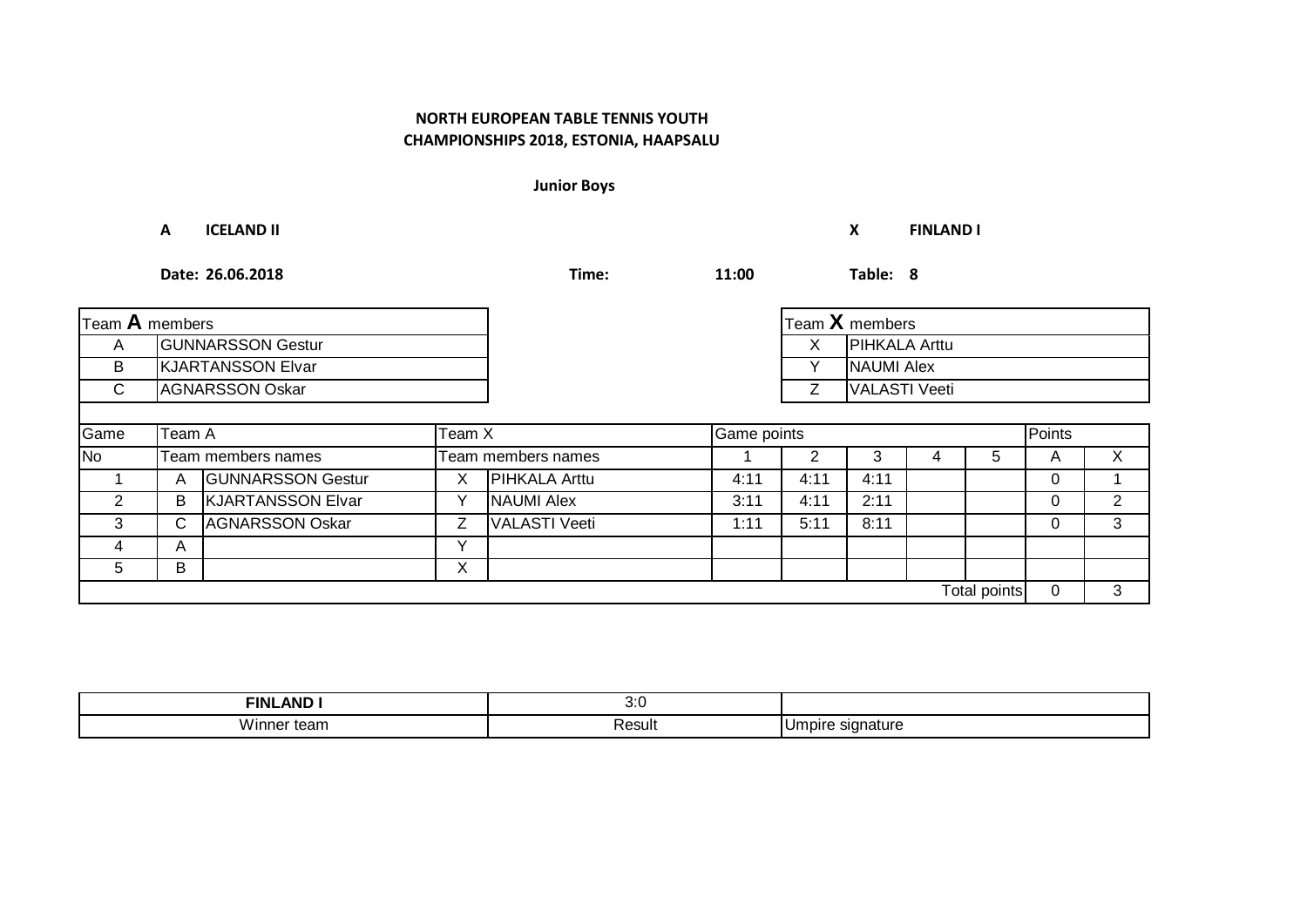**NORTH EUROPEAN TABLE TENNIS YOUTH CHAMPIONSHIPS 2018, ESTONIA, HAAPSALU**

**Junior Boys**

**A** **ICELAND II** **X** **FINLAND I**

**Date: 26.06.2018** **Time:** **11:00** **Table: 8**

| Team **A** members | |
|---|---|
| A | GUNNARSSON Gestur |
| B | KJARTANSSON Elvar |
| C | AGNARSSON Oskar |

| Team **X** members | |
|---|---|
| X | PIHKALA Arttu |
| Y | NAUMI Alex |
| Z | VALASTI Veeti |

| Game | Team A | | Team X | | Game points | | | | | Points | |
|---|---|---|---|---|---|---|---|---|---|---|---|
| No | Team members names | | Team members names | | 1 | 2 | 3 | 4 | 5 | A | X |
| 1 | A | GUNNARSSON Gestur | X | PIHKALA Arttu | 4:11 | 4:11 | 4:11 | | | 0 | 1 |
| 2 | B | KJARTANSSON Elvar | Y | NAUMI Alex | 3:11 | 4:11 | 2:11 | | | 0 | 2 |
| 3 | C | AGNARSSON Oskar | Z | VALASTI Veeti | 1:11 | 5:11 | 8:11 | | | 0 | 3 |
| 4 | A | | Y | | | | | | | | |
| 5 | B | | X | | | | | | | | |
| | | | | | | | | | Total points | 0 | 3 |

| **FINLAND I** | 3:0 | |
|---|---|---|
| Winner team | Result | Umpire signature |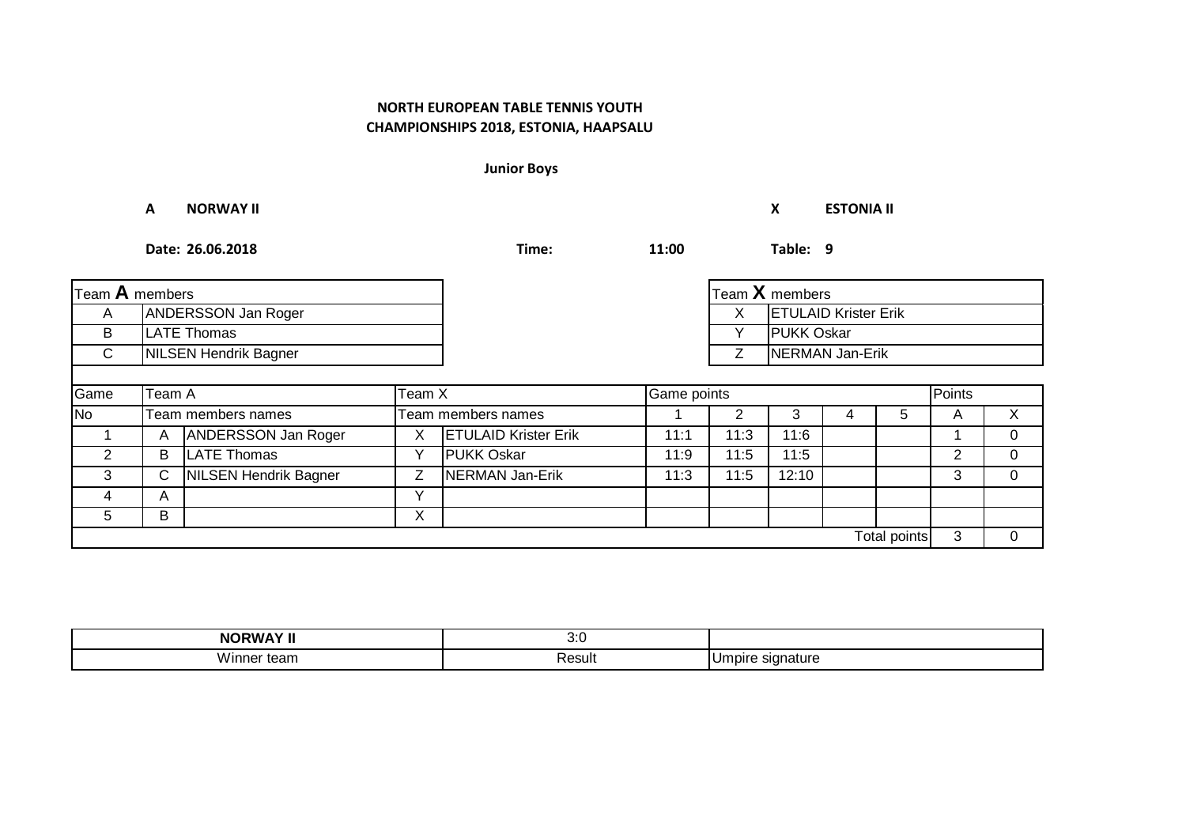**NORTH EUROPEAN TABLE TENNIS YOUTH CHAMPIONSHIPS 2018, ESTONIA, HAAPSALU**

**Junior Boys**

**A** **NORWAY II** **X** **ESTONIA II**

**Date: 26.06.2018** **Time: 11:00** **Table: 9**

| Team **A** members | |
|---|---|
| A | ANDERSSON Jan Roger |
| B | LATE Thomas |
| C | NILSEN Hendrik Bagner |

| Team **X** members | |
|---|---|
| X | ETULAID Krister Erik |
| Y | PUKK Oskar |
| Z | NERMAN Jan-Erik |

| Game | Team A | | Team X | | Game points | | | | | Points | |
|---|---|---|---|---|---|---|---|---|---|---|---|
| No | Team members names | | Team members names | | 1 | 2 | 3 | 4 | 5 | A | X |
| 1 | A | ANDERSSON Jan Roger | X | ETULAID Krister Erik | 11:1 | 11:3 | 11:6 | | | 1 | 0 |
| 2 | B | LATE Thomas | Y | PUKK Oskar | 11:9 | 11:5 | 11:5 | | | 2 | 0 |
| 3 | C | NILSEN Hendrik Bagner | Z | NERMAN Jan-Erik | 11:3 | 11:5 | 12:10 | | | 3 | 0 |
| 4 | A | | Y | | | | | | | | |
| 5 | B | | X | | | | | | | | |
| | | | | | | | | | Total points | 3 | 0 |

| **NORWAY II** | 3:0 | |
|---|---|---|
| Winner team | Result | Umpire signature |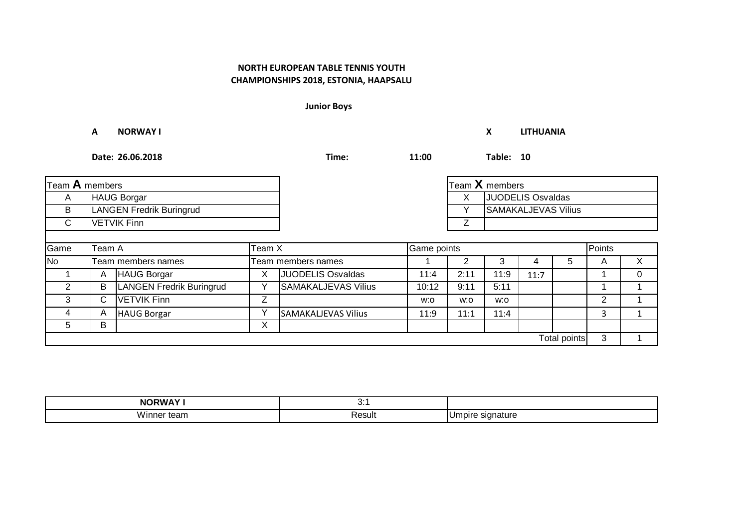**NORTH EUROPEAN TABLE TENNIS YOUTH CHAMPIONSHIPS 2018, ESTONIA, HAAPSALU**

**Junior Boys**

**A NORWAY I** **X LITHUANIA**

**Date: 26.06.2018** **Time: 11:00** **Table: 10**

| Team A members | |
|---|---|
| A | HAUG Borgar |
| B | LANGEN Fredrik Buringrud |
| C | VETVIK Finn |

| Team X members | |
|---|---|
| X | JUODELIS Osvaldas |
| Y | SAMAKALJEVAS Vilius |
| Z | |

| Game | Team A | | Team X | | Game points | | | | | Points | |
|---|---|---|---|---|---|---|---|---|---|---|---|
| No | Team members names | | Team members names | | 1 | 2 | 3 | 4 | 5 | A | X |
| 1 | A | HAUG Borgar | X | JUODELIS Osvaldas | 11:4 | 2:11 | 11:9 | 11:7 | | 1 | 0 |
| 2 | B | LANGEN Fredrik Buringrud | Y | SAMAKALJEVAS Vilius | 10:12 | 9:11 | 5:11 | | | 1 | 1 |
| 3 | C | VETVIK Finn | Z | | w:o | w:o | w:o | | | 2 | 1 |
| 4 | A | HAUG Borgar | Y | SAMAKALJEVAS Vilius | 11:9 | 11:1 | 11:4 | | | 3 | 1 |
| 5 | B | | X | | | | | | | | |
| | | | | | | | | | Total points | 3 | 1 |

| NORWAY I | 3:1 | |
|---|---|---|
| Winner team | Result | Umpire signature |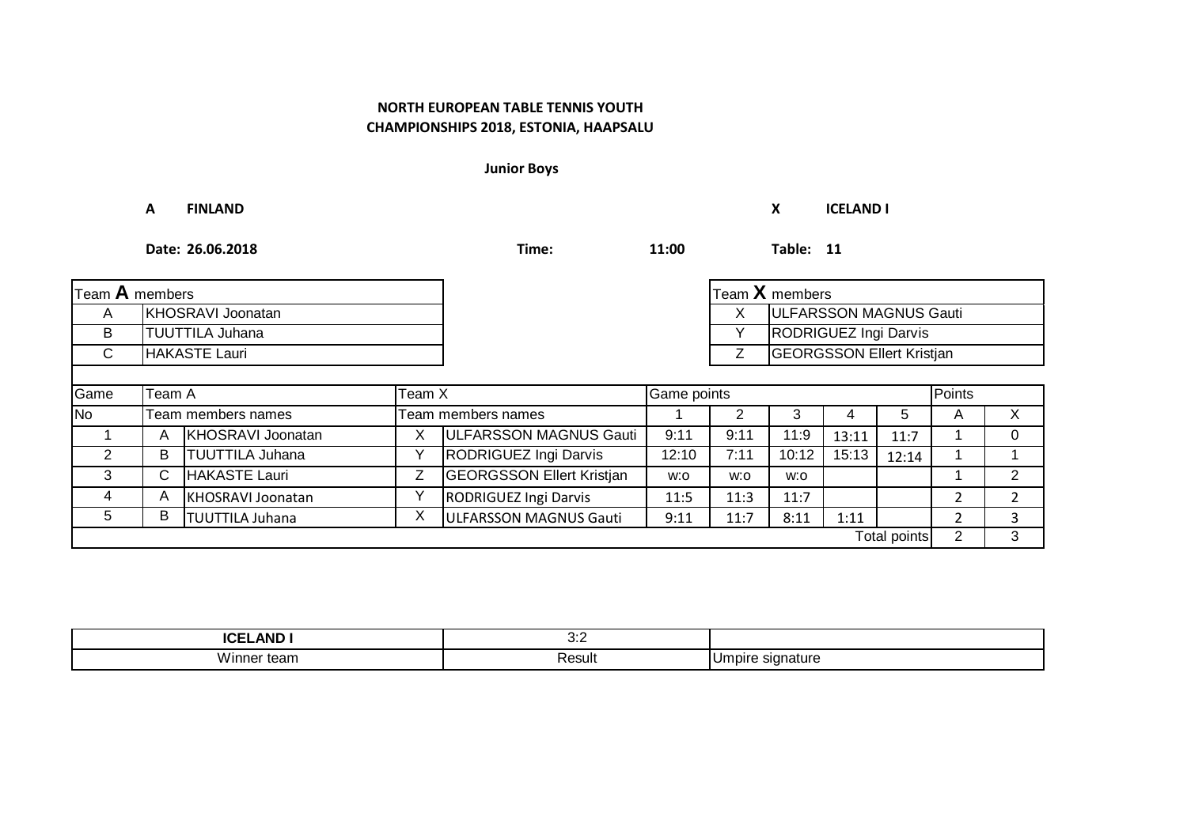**NORTH EUROPEAN TABLE TENNIS YOUTH CHAMPIONSHIPS 2018, ESTONIA, HAAPSALU**

**Junior Boys**

**A FINLAND** **X ICELAND I**

**Date: 26.06.2018** **Time: 11:00** **Table: 11**

| Team **A** members | |
|---|---|
| A | KHOSRAVI Joonatan |
| B | TUUTTILA Juhana |
| C | HAKASTE Lauri |

| Team **X** members | |
|---|---|
| X | ULFARSSON MAGNUS Gauti |
| Y | RODRIGUEZ Ingi Darvis |
| Z | GEORGSSON Ellert Kristjan |

| Game | Team A | | Team X | | Game points | | | | | Points | |
|---|---|---|---|---|---|---|---|---|---|---|---|
| No | Team members names | | Team members names | | 1 | 2 | 3 | 4 | 5 | A | X |
| 1 | A | KHOSRAVI Joonatan | X | ULFARSSON MAGNUS Gauti | 9:11 | 9:11 | 11:9 | 13:11 | 11:7 | 1 | 0 |
| 2 | B | TUUTTILA Juhana | Y | RODRIGUEZ Ingi Darvis | 12:10 | 7:11 | 10:12 | 15:13 | 12:14 | 1 | 1 |
| 3 | C | HAKASTE Lauri | Z | GEORGSSON Ellert Kristjan | w:o | w:o | w:o | | | 1 | 2 |
| 4 | A | KHOSRAVI Joonatan | Y | RODRIGUEZ Ingi Darvis | 11:5 | 11:3 | 11:7 | | | 2 | 2 |
| 5 | B | TUUTTILA Juhana | X | ULFARSSON MAGNUS Gauti | 9:11 | 11:7 | 8:11 | 1:11 | | 2 | 3 |
| | | | | | | | | | Total points | 2 | 3 |

| ICELAND I | 3:2 | |
|---|---|---|
| Winner team | Result | Umpire signature |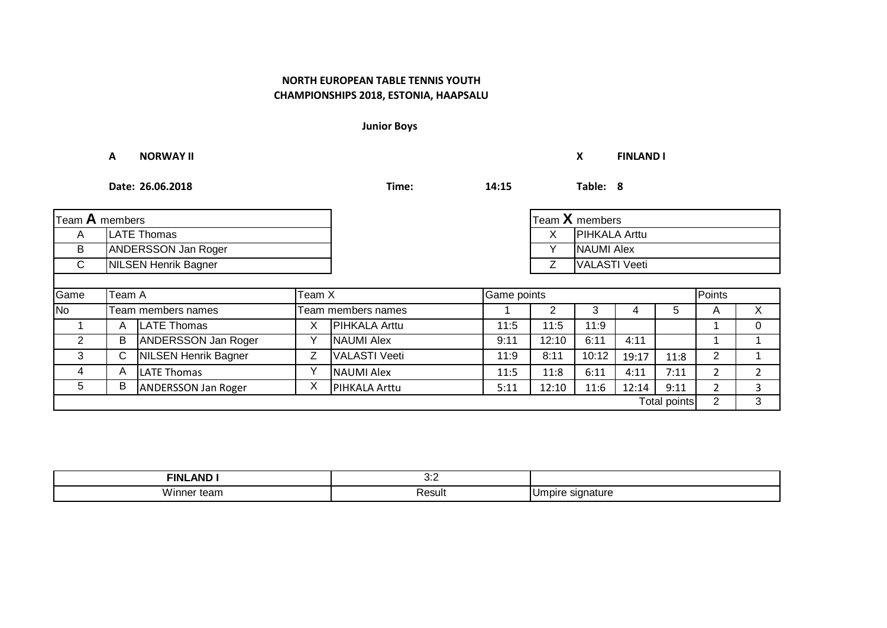**NORTH EUROPEAN TABLE TENNIS YOUTH CHAMPIONSHIPS 2018, ESTONIA, HAAPSALU**

**Junior Boys**

**A** **NORWAY II** **X** **FINLAND I**

**Date: 26.06.2018** **Time:** **14:15** **Table: 8**

| Team **A** members | |
|---|---|
| A | LATE Thomas |
| B | ANDERSSON Jan Roger |
| C | NILSEN Henrik Bagner |

| Team **X** members | |
|---|---|
| X | PIHKALA Arttu |
| Y | NAUMI Alex |
| Z | VALASTI Veeti |

| Game | Team A | | Team X | | Game points | | | | | Points | |
|---|---|---|---|---|---|---|---|---|---|---|---|
| No | Team members names | | Team members names | | 1 | 2 | 3 | 4 | 5 | A | X |
| 1 | A | LATE Thomas | X | PIHKALA Arttu | 11:5 | 11:5 | 11:9 | | | 1 | 0 |
| 2 | B | ANDERSSON Jan Roger | Y | NAUMI Alex | 9:11 | 12:10 | 6:11 | 4:11 | | 1 | 1 |
| 3 | C | NILSEN Henrik Bagner | Z | VALASTI Veeti | 11:9 | 8:11 | 10:12 | 19:17 | 11:8 | 2 | 1 |
| 4 | A | LATE Thomas | Y | NAUMI Alex | 11:5 | 11:8 | 6:11 | 4:11 | 7:11 | 2 | 2 |
| 5 | B | ANDERSSON Jan Roger | X | PIHKALA Arttu | 5:11 | 12:10 | 11:6 | 12:14 | 9:11 | 2 | 3 |
| | | | | | | | | | Total points | 2 | 3 |

| **FINLAND I** | 3:2 | |
|---|---|---|
| Winner team | Result | Umpire signature |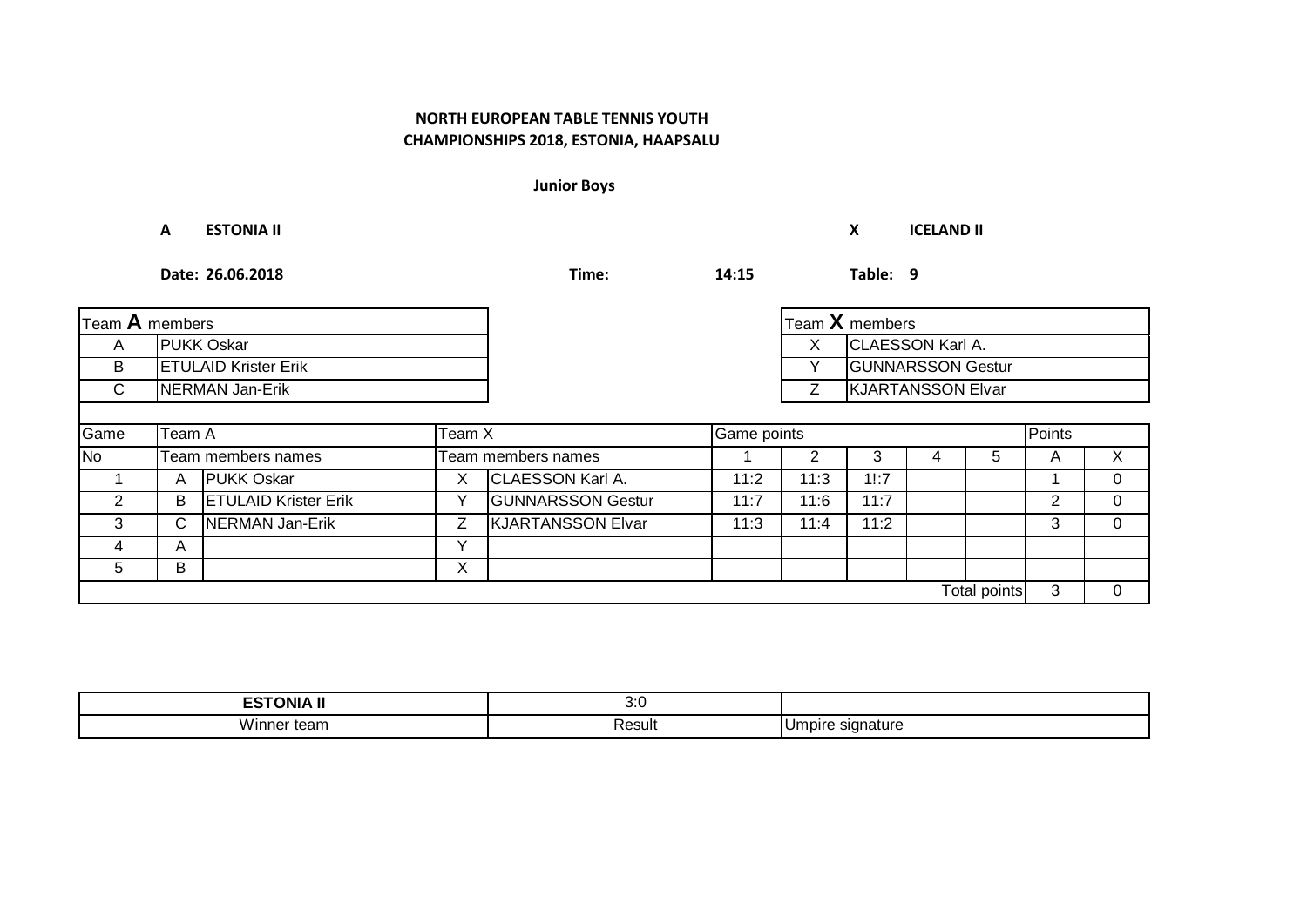**NORTH EUROPEAN TABLE TENNIS YOUTH CHAMPIONSHIPS 2018, ESTONIA, HAAPSALU**

**Junior Boys**

**A** **ESTONIA II** **X** **ICELAND II**

**Date: 26.06.2018** **Time:** **14:15** **Table: 9**

| Team **A** members | |
|---|---|
| A | PUKK Oskar |
| B | ETULAID Krister Erik |
| C | NERMAN Jan-Erik |

| Team **X** members | |
|---|---|
| X | CLAESSON Karl A. |
| Y | GUNNARSSON Gestur |
| Z | KJARTANSSON Elvar |

| Game | Team A | | Team X | | Game points | | | | | Points | |
|---|---|---|---|---|---|---|---|---|---|---|---|
| No | Team members names | | Team members names | | 1 | 2 | 3 | 4 | 5 | A | X |
| 1 | A | PUKK Oskar | X | CLAESSON Karl A. | 11:2 | 11:3 | 1!:7 | | | 1 | 0 |
| 2 | B | ETULAID Krister Erik | Y | GUNNARSSON Gestur | 11:7 | 11:6 | 11:7 | | | 2 | 0 |
| 3 | C | NERMAN Jan-Erik | Z | KJARTANSSON Elvar | 11:3 | 11:4 | 11:2 | | | 3 | 0 |
| 4 | A | | Y | | | | | | | | |
| 5 | B | | X | | | | | | | | |
| | | | | | | | | | Total points | 3 | 0 |

| **ESTONIA II** | 3:0 | |
|---|---|---|
| Winner team | Result | Umpire signature |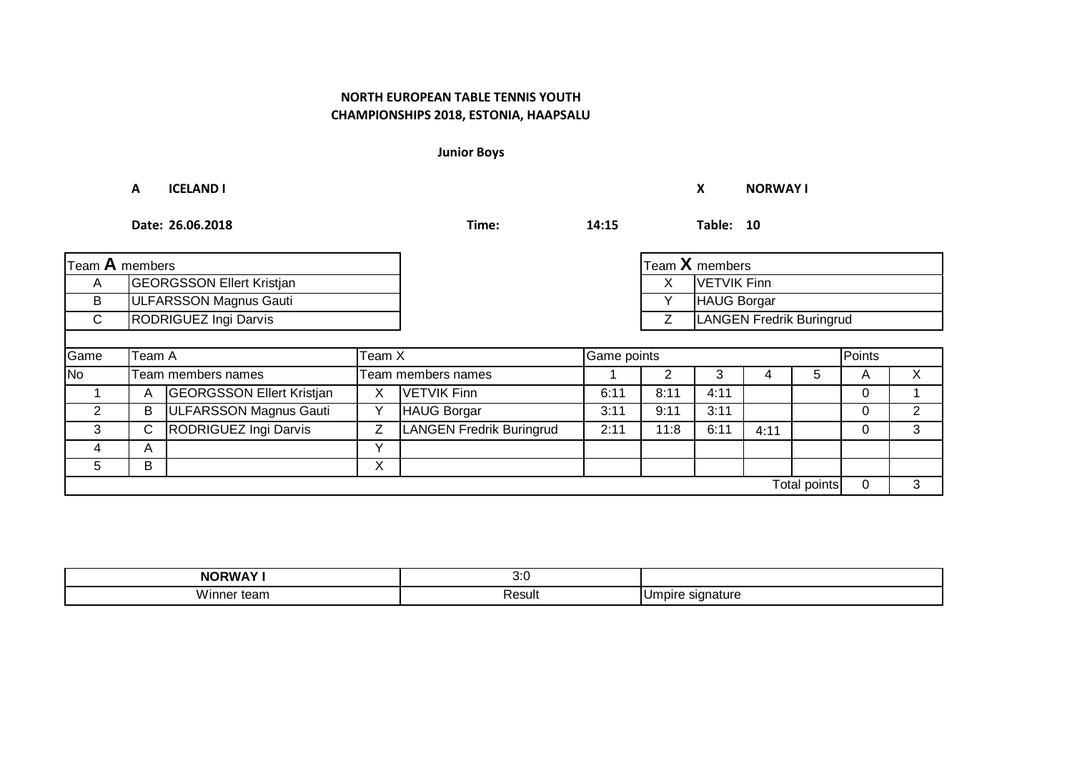**NORTH EUROPEAN TABLE TENNIS YOUTH CHAMPIONSHIPS 2018, ESTONIA, HAAPSALU**

**Junior Boys**

**A ICELAND I** **X NORWAY I**

**Date: 26.06.2018** **Time: 14:15** **Table: 10**

| Team **A** members | |
|---|---|
| A | GEORGSSON Ellert Kristjan |
| B | ULFARSSON Magnus Gauti |
| C | RODRIGUEZ Ingi Darvis |

| Team **X** members | |
|---|---|
| X | VETVIK Finn |
| Y | HAUG Borgar |
| Z | LANGEN Fredrik Buringrud |

| Game | Team A | | Team X | | Game points | | | | | Points | |
|---|---|---|---|---|---|---|---|---|---|---|---|
| No | Team members names | | Team members names | | 1 | 2 | 3 | 4 | 5 | A | X |
| 1 | A | GEORGSSON Ellert Kristjan | X | VETVIK Finn | 6:11 | 8:11 | 4:11 | | | 0 | 1 |
| 2 | B | ULFARSSON Magnus Gauti | Y | HAUG Borgar | 3:11 | 9:11 | 3:11 | | | 0 | 2 |
| 3 | C | RODRIGUEZ Ingi Darvis | Z | LANGEN Fredrik Buringrud | 2:11 | 11:8 | 6:11 | 4:11 | | 0 | 3 |
| 4 | A | | Y | | | | | | | | |
| 5 | B | | X | | | | | | | | |
| | | | | | | | | | Total points | 0 | 3 |

| **NORWAY I** | 3:0 | |
|---|---|---|
| Winner team | Result | Umpire signature |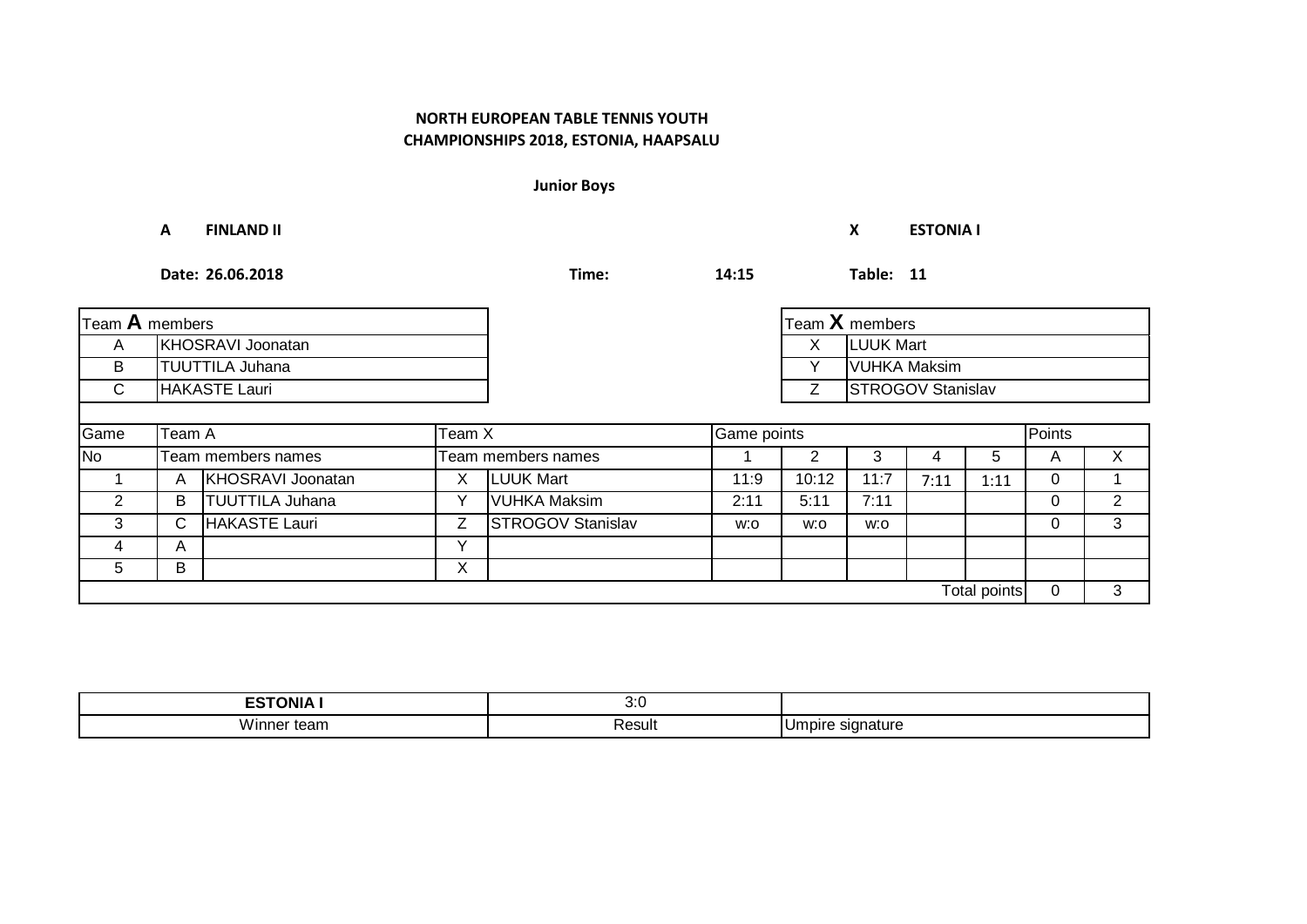**NORTH EUROPEAN TABLE TENNIS YOUTH CHAMPIONSHIPS 2018, ESTONIA, HAAPSALU**

**Junior Boys**

**A** **FINLAND II** **X** **ESTONIA I**

**Date: 26.06.2018** **Time:** **14:15** **Table: 11**

| Team **A** members | |
|---|---|
| A | KHOSRAVI Joonatan |
| B | TUUTTILA Juhana |
| C | HAKASTE Lauri |

| Team **X** members | |
|---|---|
| X | LUUK Mart |
| Y | VUHKA Maksim |
| Z | STROGOV Stanislav |

| Game | Team A | | Team X | | Game points | | | | | Points | |
|---|---|---|---|---|---|---|---|---|---|---|---|
| No | Team members names | | Team members names | | 1 | 2 | 3 | 4 | 5 | A | X |
| 1 | A | KHOSRAVI Joonatan | X | LUUK Mart | 11:9 | 10:12 | 11:7 | 7:11 | 1:11 | 0 | 1 |
| 2 | B | TUUTTILA Juhana | Y | VUHKA Maksim | 2:11 | 5:11 | 7:11 | | | 0 | 2 |
| 3 | C | HAKASTE Lauri | Z | STROGOV Stanislav | w:o | w:o | w:o | | | 0 | 3 |
| 4 | A | | Y | | | | | | | | |
| 5 | B | | X | | | | | | | | |
| | | | | | | | | | Total points | 0 | 3 |

| **ESTONIA I** | 3:0 | |
|---|---|---|
| Winner team | Result | Umpire signature |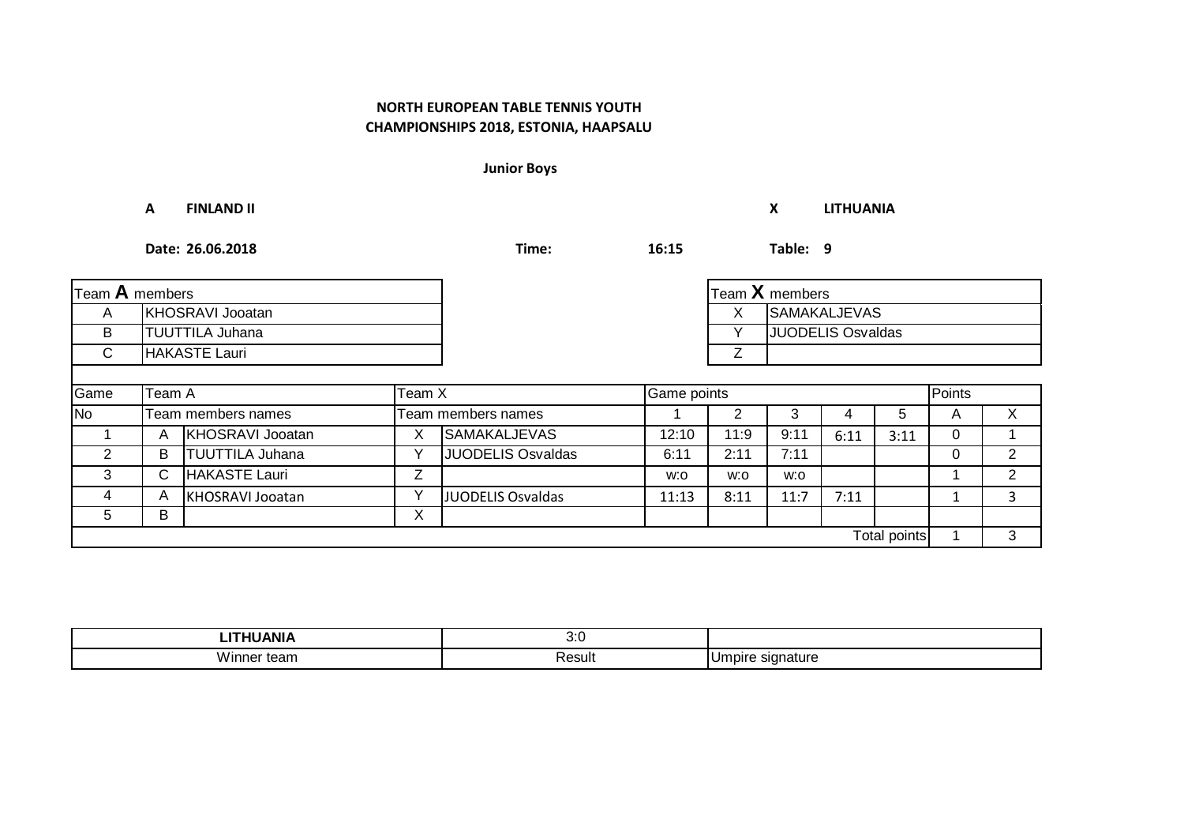**NORTH EUROPEAN TABLE TENNIS YOUTH CHAMPIONSHIPS 2018, ESTONIA, HAAPSALU**

**Junior Boys**

**A FINLAND II** **X LITHUANIA**

**Date: 26.06.2018** **Time: 16:15** **Table: 9**

| Team **A** members | |
|---|---|
| A | KHOSRAVI Jooatan |
| B | TUUTTILA Juhana |
| C | HAKASTE Lauri |

| Team **X** members | |
|---|---|
| X | SAMAKALJEVAS |
| Y | JUODELIS Osvaldas |
| Z | |

| Game | Team A | | Team X | | Game points | | | | | Points | |
|---|---|---|---|---|---|---|---|---|---|---|---|
| No | Team members names | | Team members names | | 1 | 2 | 3 | 4 | 5 | A | X |
| 1 | A | KHOSRAVI Jooatan | X | SAMAKALJEVAS | 12:10 | 11:9 | 9:11 | 6:11 | 3:11 | 0 | 1 |
| 2 | B | TUUTTILA Juhana | Y | JUODELIS Osvaldas | 6:11 | 2:11 | 7:11 | | | 0 | 2 |
| 3 | C | HAKASTE Lauri | Z | | w:o | w:o | w:o | | | 1 | 2 |
| 4 | A | KHOSRAVI Jooatan | Y | JUODELIS Osvaldas | 11:13 | 8:11 | 11:7 | 7:11 | | 1 | 3 |
| 5 | B | | X | | | | | | | | |
| | | | | | | | | | Total points | 1 | 3 |

| **LITHUANIA** | 3:0 | |
|---|---|---|
| Winner team | Result | Umpire signature |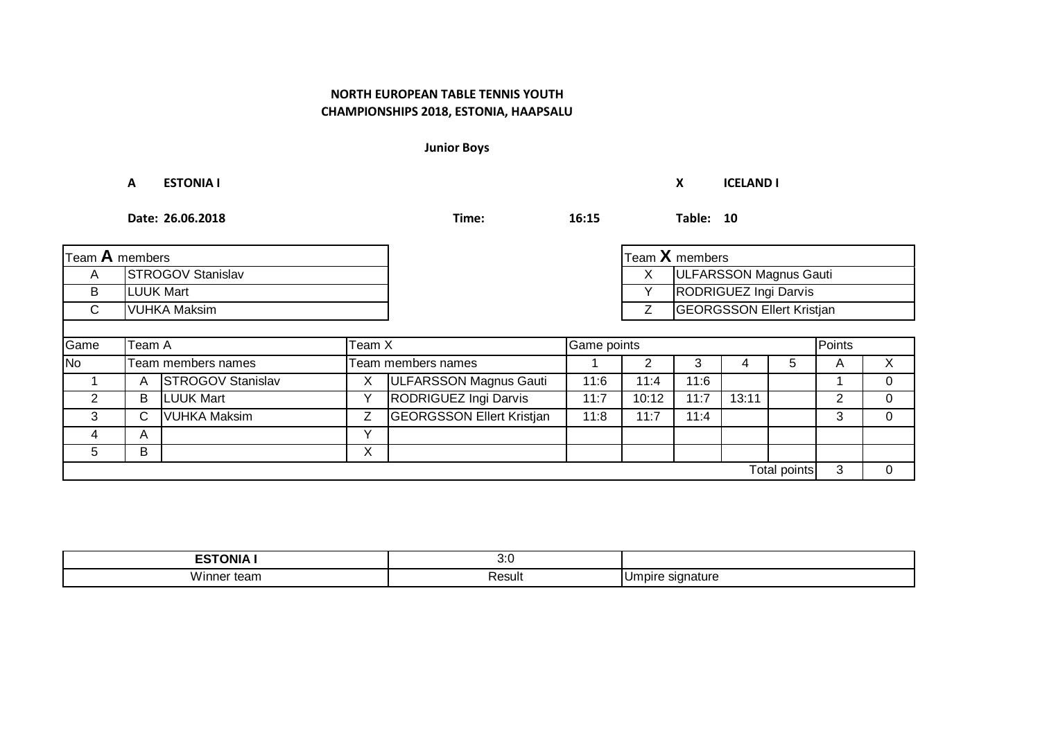**NORTH EUROPEAN TABLE TENNIS YOUTH CHAMPIONSHIPS 2018, ESTONIA, HAAPSALU**

**Junior Boys**

**A ESTONIA I** **X ICELAND I**

**Date: 26.06.2018** **Time: 16:15** **Table: 10**

| Team **A** members | |
|---|---|
| A | STROGOV Stanislav |
| B | LUUK Mart |
| C | VUHKA Maksim |

| Team **X** members | |
|---|---|
| X | ULFARSSON Magnus Gauti |
| Y | RODRIGUEZ Ingi Darvis |
| Z | GEORGSSON Ellert Kristjan |

| Game | Team A | | Team X | | Game points | | | | | Points | |
|---|---|---|---|---|---|---|---|---|---|---|---|
| No | Team members names | | Team members names | | 1 | 2 | 3 | 4 | 5 | A | X |
| 1 | A | STROGOV Stanislav | X | ULFARSSON Magnus Gauti | 11:6 | 11:4 | 11:6 | | | 1 | 0 |
| 2 | B | LUUK Mart | Y | RODRIGUEZ Ingi Darvis | 11:7 | 10:12 | 11:7 | 13:11 | | 2 | 0 |
| 3 | C | VUHKA Maksim | Z | GEORGSSON Ellert Kristjan | 11:8 | 11:7 | 11:4 | | | 3 | 0 |
| 4 | A | | Y | | | | | | | | |
| 5 | B | | X | | | | | | | | |
| | | | | | | | | | Total points | 3 | 0 |

| **ESTONIA I** | 3:0 | |
|---|---|---|
| Winner team | Result | Umpire signature |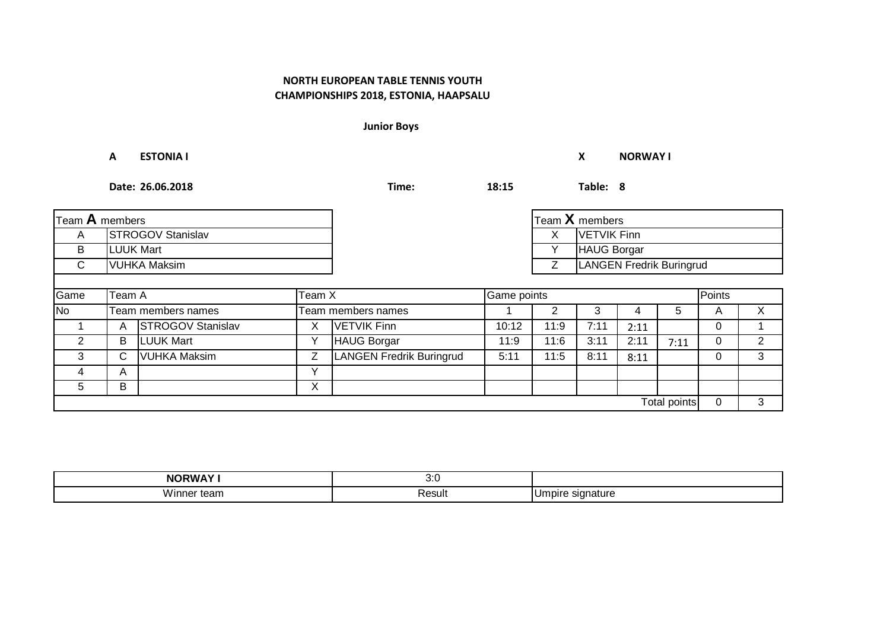**NORTH EUROPEAN TABLE TENNIS YOUTH CHAMPIONSHIPS 2018, ESTONIA, HAAPSALU**

**Junior Boys**

**A** **ESTONIA I** **X** **NORWAY I**

**Date: 26.06.2018** **Time:** **18:15** **Table: 8**

| Team **A** members | |
|---|---|
| A | STROGOV Stanislav |
| B | LUUK Mart |
| C | VUHKA Maksim |

| Team **X** members | |
|---|---|
| X | VETVIK Finn |
| Y | HAUG Borgar |
| Z | LANGEN Fredrik Buringrud |

| Game | Team A | | Team X | | Game points | | | | | Points | |
|---|---|---|---|---|---|---|---|---|---|---|---|
| No | Team members names | | Team members names | | 1 | 2 | 3 | 4 | 5 | A | X |
| 1 | A | STROGOV Stanislav | X | VETVIK Finn | 10:12 | 11:9 | 7:11 | 2:11 | | 0 | 1 |
| 2 | B | LUUK Mart | Y | HAUG Borgar | 11:9 | 11:6 | 3:11 | 2:11 | 7:11 | 0 | 2 |
| 3 | C | VUHKA Maksim | Z | LANGEN Fredrik Buringrud | 5:11 | 11:5 | 8:11 | 8:11 | | 0 | 3 |
| 4 | A | | Y | | | | | | | | |
| 5 | B | | X | | | | | | | | |
| | | | | | | | | | Total points | 0 | 3 |

| NORWAY I | 3:0 | |
|---|---|---|
| Winner team | Result | Umpire signature |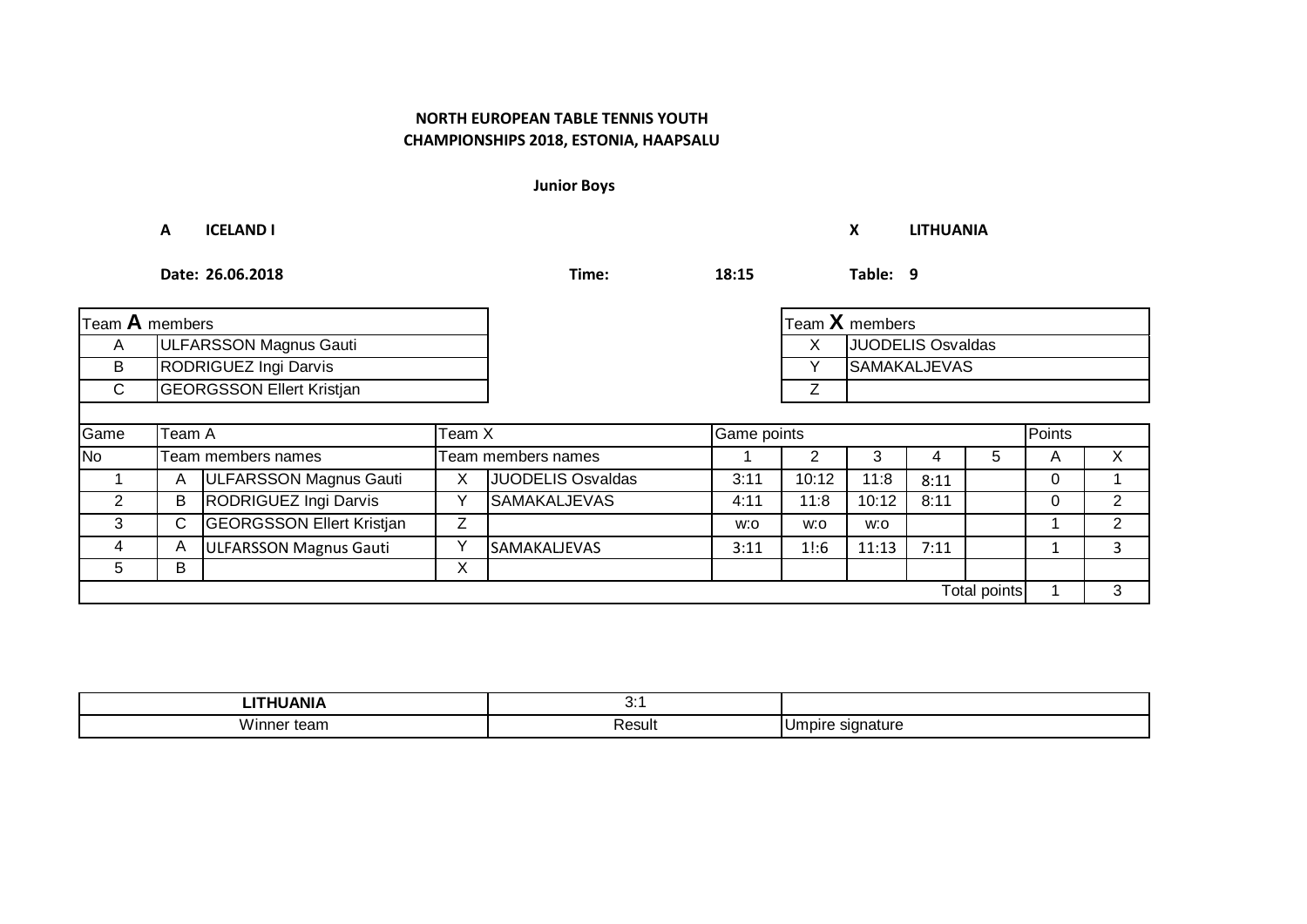**NORTH EUROPEAN TABLE TENNIS YOUTH CHAMPIONSHIPS 2018, ESTONIA, HAAPSALU**

**Junior Boys**

**A ICELAND I** **X LITHUANIA**

**Date: 26.06.2018** **Time: 18:15** **Table: 9**

| Team **A** members | |
|---|---|
| A | ULFARSSON Magnus Gauti |
| B | RODRIGUEZ Ingi Darvis |
| C | GEORGSSON Ellert Kristjan |

| Team **X** members | |
|---|---|
| X | JUODELIS Osvaldas |
| Y | SAMAKALJEVAS |
| Z | |

| Game | Team A | | Team X | | Game points | | | | | Points | |
|---|---|---|---|---|---|---|---|---|---|---|---|
| No | Team members names | | Team members names | | 1 | 2 | 3 | 4 | 5 | A | X |
| 1 | A | ULFARSSON Magnus Gauti | X | JUODELIS Osvaldas | 3:11 | 10:12 | 11:8 | 8:11 | | 0 | 1 |
| 2 | B | RODRIGUEZ Ingi Darvis | Y | SAMAKALJEVAS | 4:11 | 11:8 | 10:12 | 8:11 | | 0 | 2 |
| 3 | C | GEORGSSON Ellert Kristjan | Z | | w:o | w:o | w:o | | | 1 | 2 |
| 4 | A | ULFARSSON Magnus Gauti | Y | SAMAKALJEVAS | 3:11 | 1!:6 | 11:13 | 7:11 | | 1 | 3 |
| 5 | B | | X | | | | | | | | |
| | | | | | | | | | Total points | 1 | 3 |

| LITHUANIA | 3:1 | |
|---|---|---|
| Winner team | Result | Umpire signature |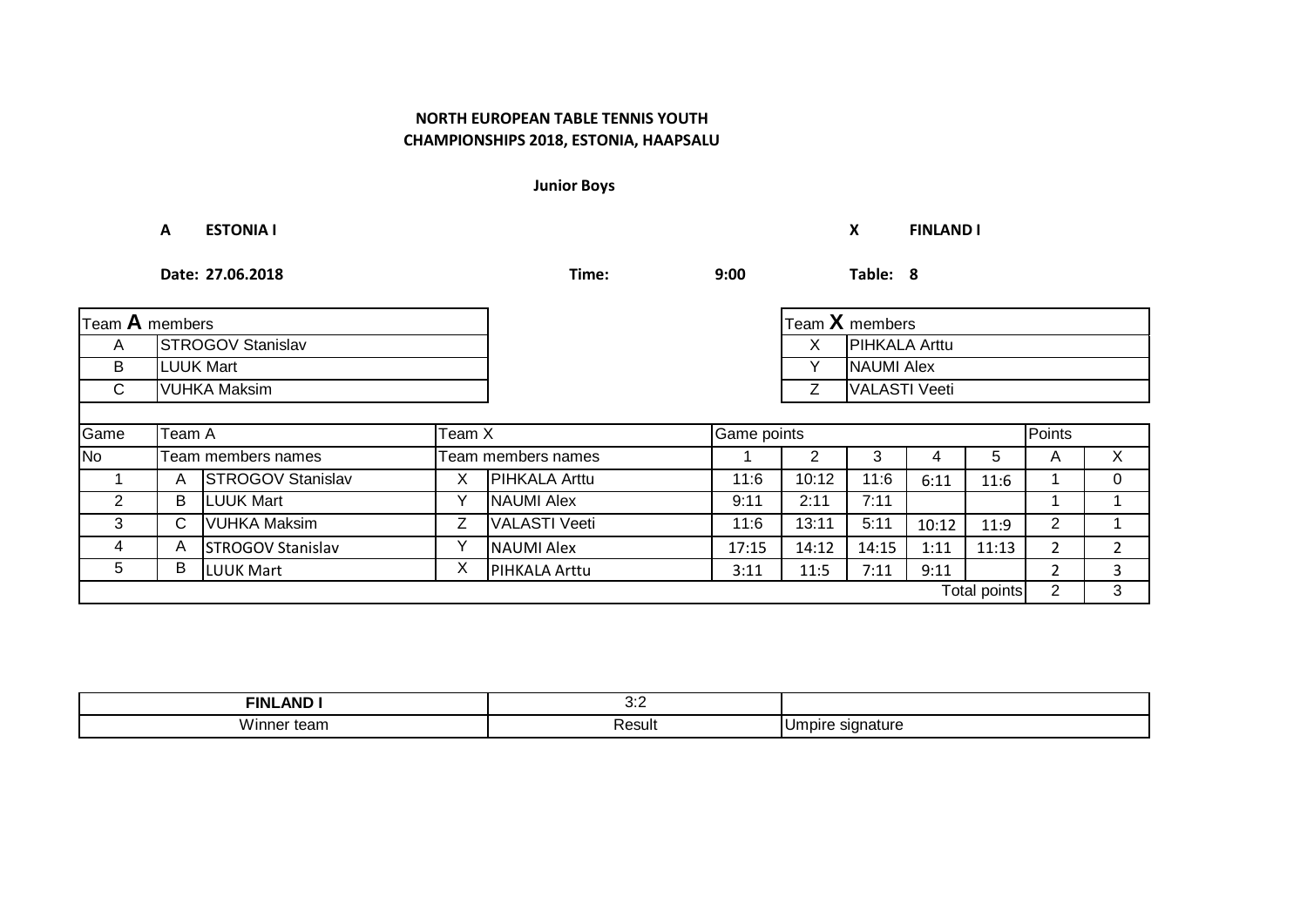**NORTH EUROPEAN TABLE TENNIS YOUTH CHAMPIONSHIPS 2018, ESTONIA, HAAPSALU**

**Junior Boys**

**A ESTONIA I** **X FINLAND I**

**Date: 27.06.2018** **Time: 9:00** **Table: 8**

| Team **A** members | |
|---|---|
| A | STROGOV Stanislav |
| B | LUUK Mart |
| C | VUHKA Maksim |

| Team **X** members | |
|---|---|
| X | PIHKALA Arttu |
| Y | NAUMI Alex |
| Z | VALASTI Veeti |

| Game | Team A | | Team X | | Game points | | | | | Points | |
|---|---|---|---|---|---|---|---|---|---|---|---|
| No | Team members names | | Team members names | | 1 | 2 | 3 | 4 | 5 | A | X |
| 1 | A | STROGOV Stanislav | X | PIHKALA Arttu | 11:6 | 10:12 | 11:6 | 6:11 | 11:6 | 1 | 0 |
| 2 | B | LUUK Mart | Y | NAUMI Alex | 9:11 | 2:11 | 7:11 | | | 1 | 1 |
| 3 | C | VUHKA Maksim | Z | VALASTI Veeti | 11:6 | 13:11 | 5:11 | 10:12 | 11:9 | 2 | 1 |
| 4 | A | STROGOV Stanislav | Y | NAUMI Alex | 17:15 | 14:12 | 14:15 | 1:11 | 11:13 | 2 | 2 |
| 5 | B | LUUK Mart | X | PIHKALA Arttu | 3:11 | 11:5 | 7:11 | 9:11 | | 2 | 3 |
| | | | | | | | | | Total points | 2 | 3 |

| **FINLAND I** | 3:2 | |
|---|---|---|
| Winner team | Result | Umpire signature |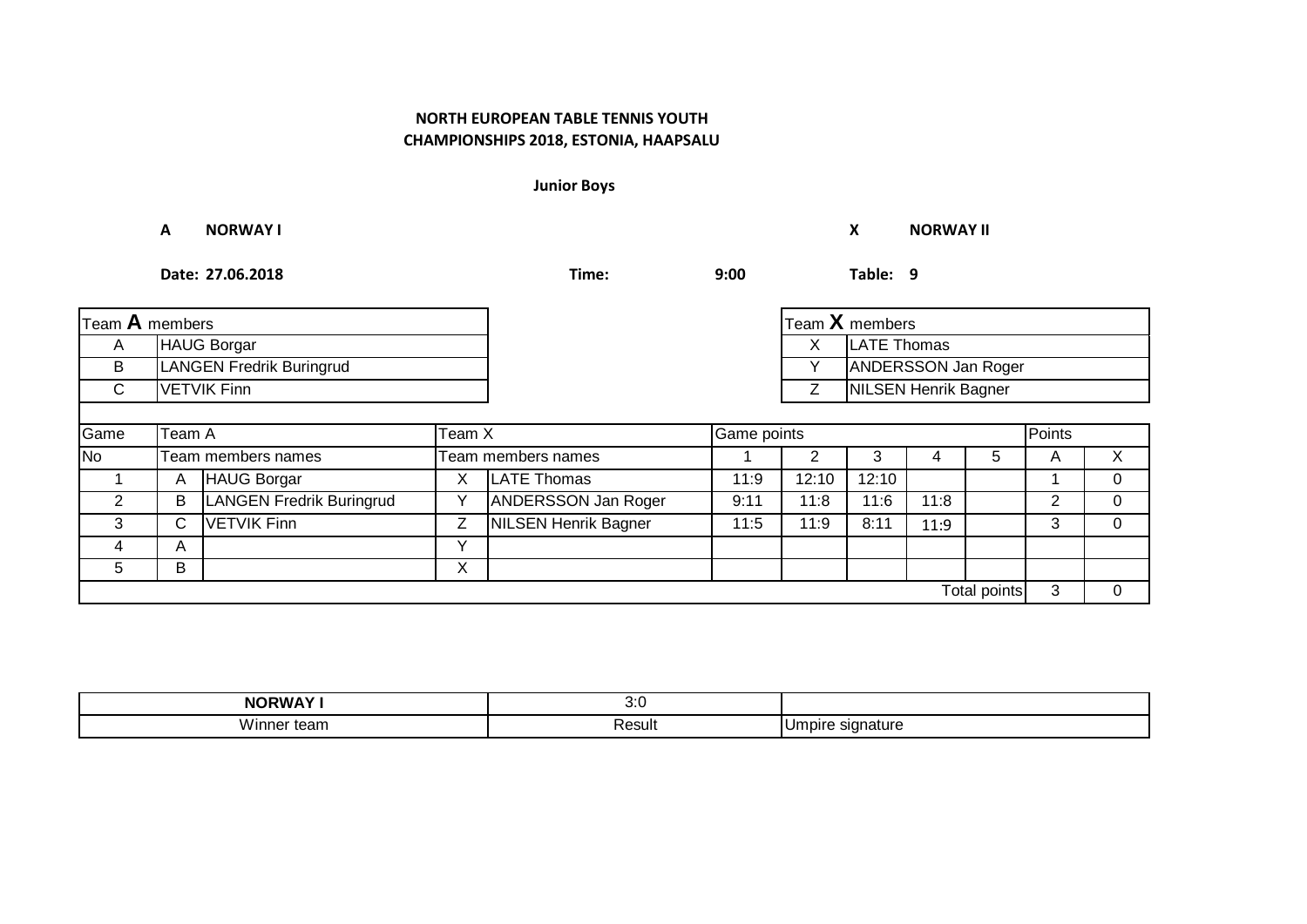**NORTH EUROPEAN TABLE TENNIS YOUTH CHAMPIONSHIPS 2018, ESTONIA, HAAPSALU**

**Junior Boys**

**A NORWAY I** **X NORWAY II**

**Date: 27.06.2018** **Time: 9:00** **Table: 9**

| Team **A** members | |
|---|---|
| A | HAUG Borgar |
| B | LANGEN Fredrik Buringrud |
| C | VETVIK Finn |

| Team **X** members | |
|---|---|
| X | LATE Thomas |
| Y | ANDERSSON Jan Roger |
| Z | NILSEN Henrik Bagner |

| Game | Team A | | Team X | | Game points | | | | | Points | |
|---|---|---|---|---|---|---|---|---|---|---|---|
| No | Team members names | | Team members names | | 1 | 2 | 3 | 4 | 5 | A | X |
| 1 | A | HAUG Borgar | X | LATE Thomas | 11:9 | 12:10 | 12:10 | | | 1 | 0 |
| 2 | B | LANGEN Fredrik Buringrud | Y | ANDERSSON Jan Roger | 9:11 | 11:8 | 11:6 | 11:8 | | 2 | 0 |
| 3 | C | VETVIK Finn | Z | NILSEN Henrik Bagner | 11:5 | 11:9 | 8:11 | 11:9 | | 3 | 0 |
| 4 | A | | Y | | | | | | | | |
| 5 | B | | X | | | | | | | | |
| | | | | | | | | | Total points | 3 | 0 |

| **NORWAY I** | 3:0 | |
|---|---|---|
| Winner team | Result | Umpire signature |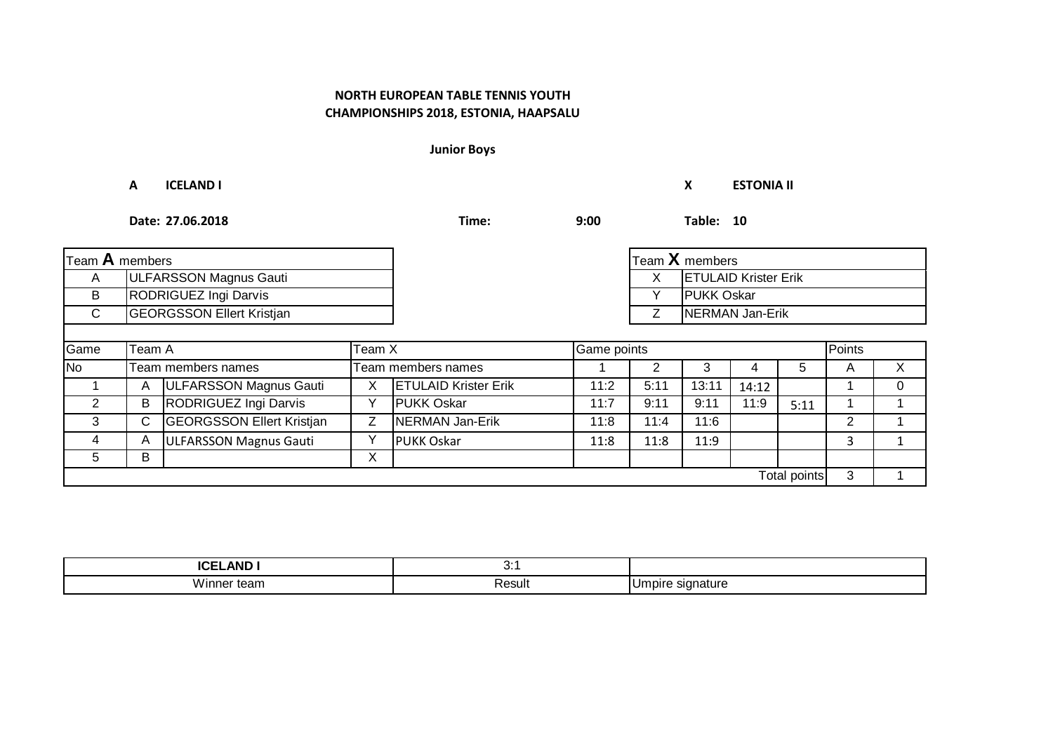**NORTH EUROPEAN TABLE TENNIS YOUTH CHAMPIONSHIPS 2018, ESTONIA, HAAPSALU**

**Junior Boys**

**A ICELAND I** **X ESTONIA II**

**Date: 27.06.2018** **Time: 9:00** **Table: 10**

| Team **A** members | |
|---|---|
| A | ULFARSSON Magnus Gauti |
| B | RODRIGUEZ Ingi Darvis |
| C | GEORGSSON Ellert Kristjan |

| Team **X** members | |
|---|---|
| X | ETULAID Krister Erik |
| Y | PUKK Oskar |
| Z | NERMAN Jan-Erik |

| Game | Team A | | Team X | | Game points | | | | | Points | |
|---|---|---|---|---|---|---|---|---|---|---|---|
| No | Team members names | | Team members names | | 1 | 2 | 3 | 4 | 5 | A | X |
| 1 | A | ULFARSSON Magnus Gauti | X | ETULAID Krister Erik | 11:2 | 5:11 | 13:11 | 14:12 | | 1 | 0 |
| 2 | B | RODRIGUEZ Ingi Darvis | Y | PUKK Oskar | 11:7 | 9:11 | 9:11 | 11:9 | 5:11 | 1 | 1 |
| 3 | C | GEORGSSON Ellert Kristjan | Z | NERMAN Jan-Erik | 11:8 | 11:4 | 11:6 | | | 2 | 1 |
| 4 | A | ULFARSSON Magnus Gauti | Y | PUKK Oskar | 11:8 | 11:8 | 11:9 | | | 3 | 1 |
| 5 | B | | X | | | | | | | | |
| | | | | | | | | | Total points | 3 | 1 |

| ICELAND I | 3:1 | |
|---|---|---|
| Winner team | Result | Umpire signature |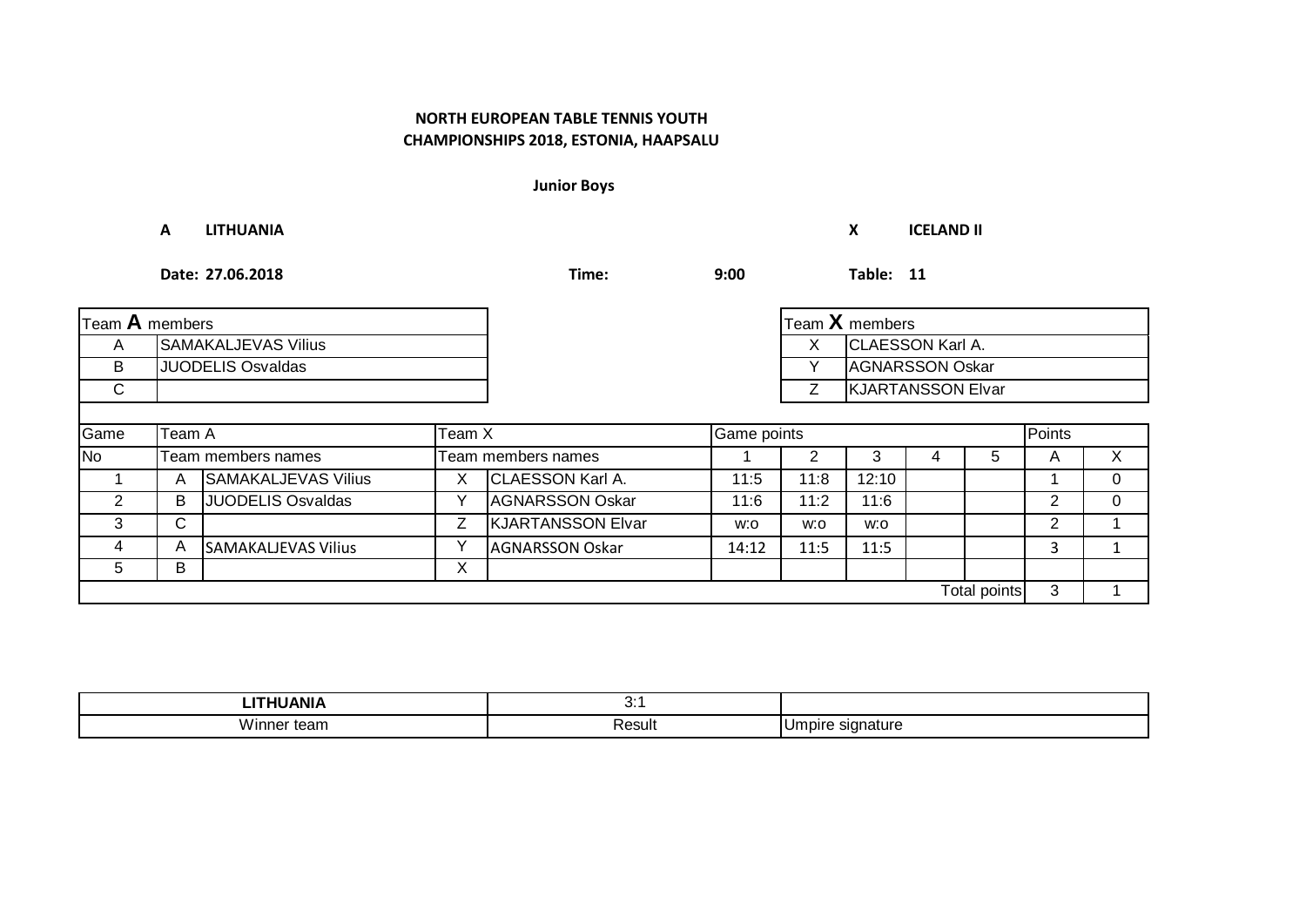**NORTH EUROPEAN TABLE TENNIS YOUTH CHAMPIONSHIPS 2018, ESTONIA, HAAPSALU**

**Junior Boys**

**A** **LITHUANIA** **X** **ICELAND II**

**Date: 27.06.2018** **Time:** **9:00** **Table: 11**

| Team **A** members | |
|---|---|
| A | SAMAKALJEVAS Vilius |
| B | JUODELIS Osvaldas |
| C | |

| Team **X** members | |
|---|---|
| X | CLAESSON Karl A. |
| Y | AGNARSSON Oskar |
| Z | KJARTANSSON Elvar |

| Game | Team A | | Team X | | Game points | | | | | Points | |
|---|---|---|---|---|---|---|---|---|---|---|---|
| No | Team members names | | Team members names | | 1 | 2 | 3 | 4 | 5 | A | X |
| 1 | A | SAMAKALJEVAS Vilius | X | CLAESSON Karl A. | 11:5 | 11:8 | 12:10 | | | 1 | 0 |
| 2 | B | JUODELIS Osvaldas | Y | AGNARSSON Oskar | 11:6 | 11:2 | 11:6 | | | 2 | 0 |
| 3 | C | | Z | KJARTANSSON Elvar | w:o | w:o | w:o | | | 2 | 1 |
| 4 | A | SAMAKALJEVAS Vilius | Y | AGNARSSON Oskar | 14:12 | 11:5 | 11:5 | | | 3 | 1 |
| 5 | B | | X | | | | | | | | |
| | | | | | | | | | Total points | 3 | 1 |

| LITHUANIA | 3:1 | |
|---|---|---|
| Winner team | Result | Umpire signature |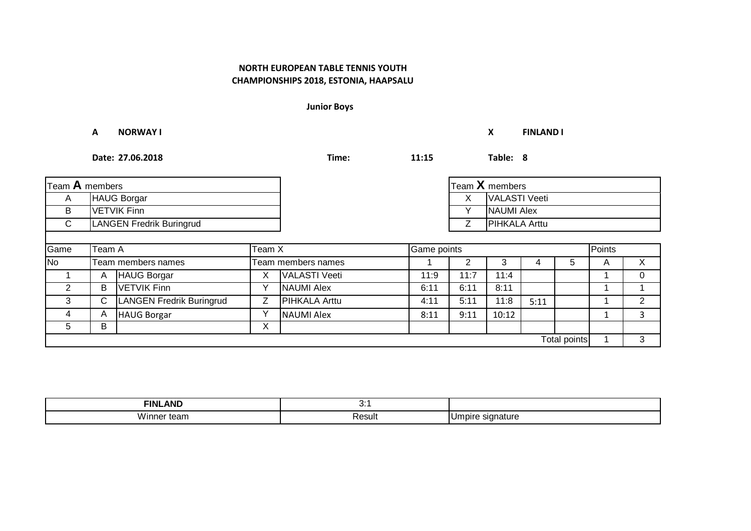**NORTH EUROPEAN TABLE TENNIS YOUTH CHAMPIONSHIPS 2018, ESTONIA, HAAPSALU**

**Junior Boys**

**A** **NORWAY I** **X** **FINLAND I**

**Date: 27.06.2018** **Time:** **11:15** **Table: 8**

| Team **A** members | |
|---|---|
| A | HAUG Borgar |
| B | VETVIK Finn |
| C | LANGEN Fredrik Buringrud |

| Team **X** members | |
|---|---|
| X | VALASTI Veeti |
| Y | NAUMI Alex |
| Z | PIHKALA Arttu |

| Game | Team A | | Team X | | Game points | | | | | Points | |
|---|---|---|---|---|---|---|---|---|---|---|---|
| No | Team members names | | Team members names | | 1 | 2 | 3 | 4 | 5 | A | X |
| 1 | A | HAUG Borgar | X | VALASTI Veeti | 11:9 | 11:7 | 11:4 | | | 1 | 0 |
| 2 | B | VETVIK Finn | Y | NAUMI Alex | 6:11 | 6:11 | 8:11 | | | 1 | 1 |
| 3 | C | LANGEN Fredrik Buringrud | Z | PIHKALA Arttu | 4:11 | 5:11 | 11:8 | 5:11 | | 1 | 2 |
| 4 | A | HAUG Borgar | Y | NAUMI Alex | 8:11 | 9:11 | 10:12 | | | 1 | 3 |
| 5 | B | | X | | | | | | | | |
| | | | | | | | | | Total points | 1 | 3 |

| FINLAND | 3:1 | |
|---|---|---|
| Winner team | Result | Umpire signature |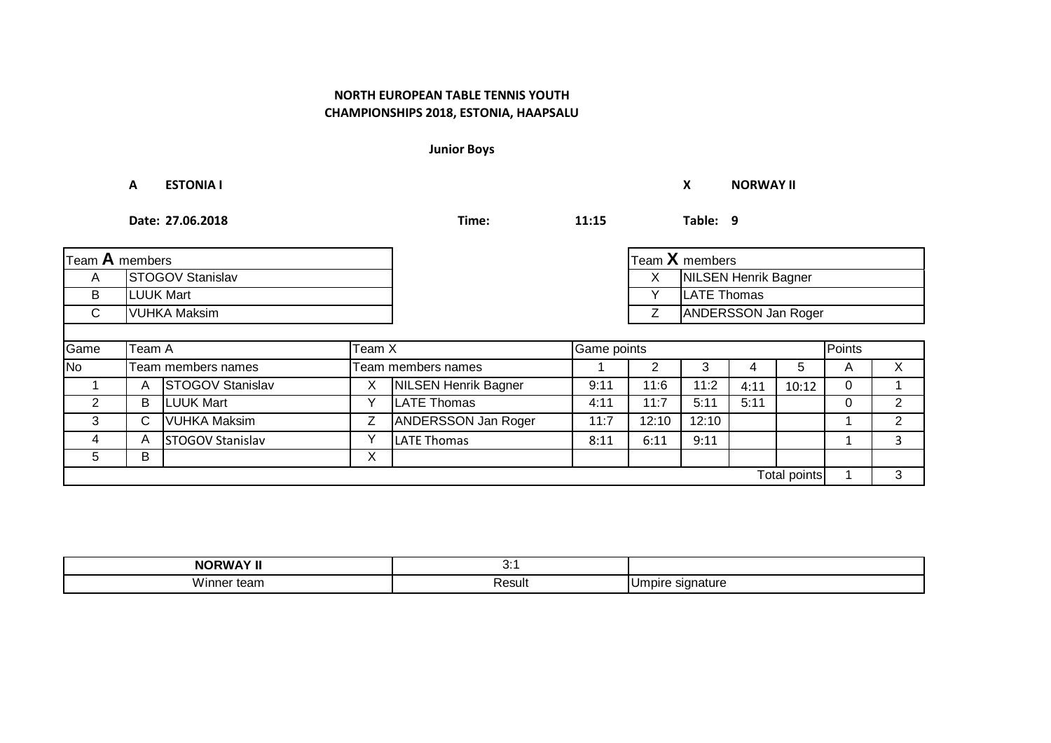**NORTH EUROPEAN TABLE TENNIS YOUTH CHAMPIONSHIPS 2018, ESTONIA, HAAPSALU**

**Junior Boys**

**A ESTONIA I** **X NORWAY II**

**Date: 27.06.2018** **Time: 11:15** **Table: 9**

| Team **A** members | |
|---|---|
| A | STOGOV Stanislav |
| B | LUUK Mart |
| C | VUHKA Maksim |

| Team **X** members | |
|---|---|
| X | NILSEN Henrik Bagner |
| Y | LATE Thomas |
| Z | ANDERSSON Jan Roger |

| Game | Team A | | Team X | | Game points | | | | | Points | |
|---|---|---|---|---|---|---|---|---|---|---|---|
| No | Team members names | | Team members names | | 1 | 2 | 3 | 4 | 5 | A | X |
| 1 | A | STOGOV Stanislav | X | NILSEN Henrik Bagner | 9:11 | 11:6 | 11:2 | 4:11 | 10:12 | 0 | 1 |
| 2 | B | LUUK Mart | Y | LATE Thomas | 4:11 | 11:7 | 5:11 | 5:11 | | 0 | 2 |
| 3 | C | VUHKA Maksim | Z | ANDERSSON Jan Roger | 11:7 | 12:10 | 12:10 | | | 1 | 2 |
| 4 | A | STOGOV Stanislav | Y | LATE Thomas | 8:11 | 6:11 | 9:11 | | | 1 | 3 |
| 5 | B | | X | | | | | | | | |
| | | | | | | | | | Total points | 1 | 3 |

| NORWAY II | 3:1 | |
|---|---|---|
| Winner team | Result | Umpire signature |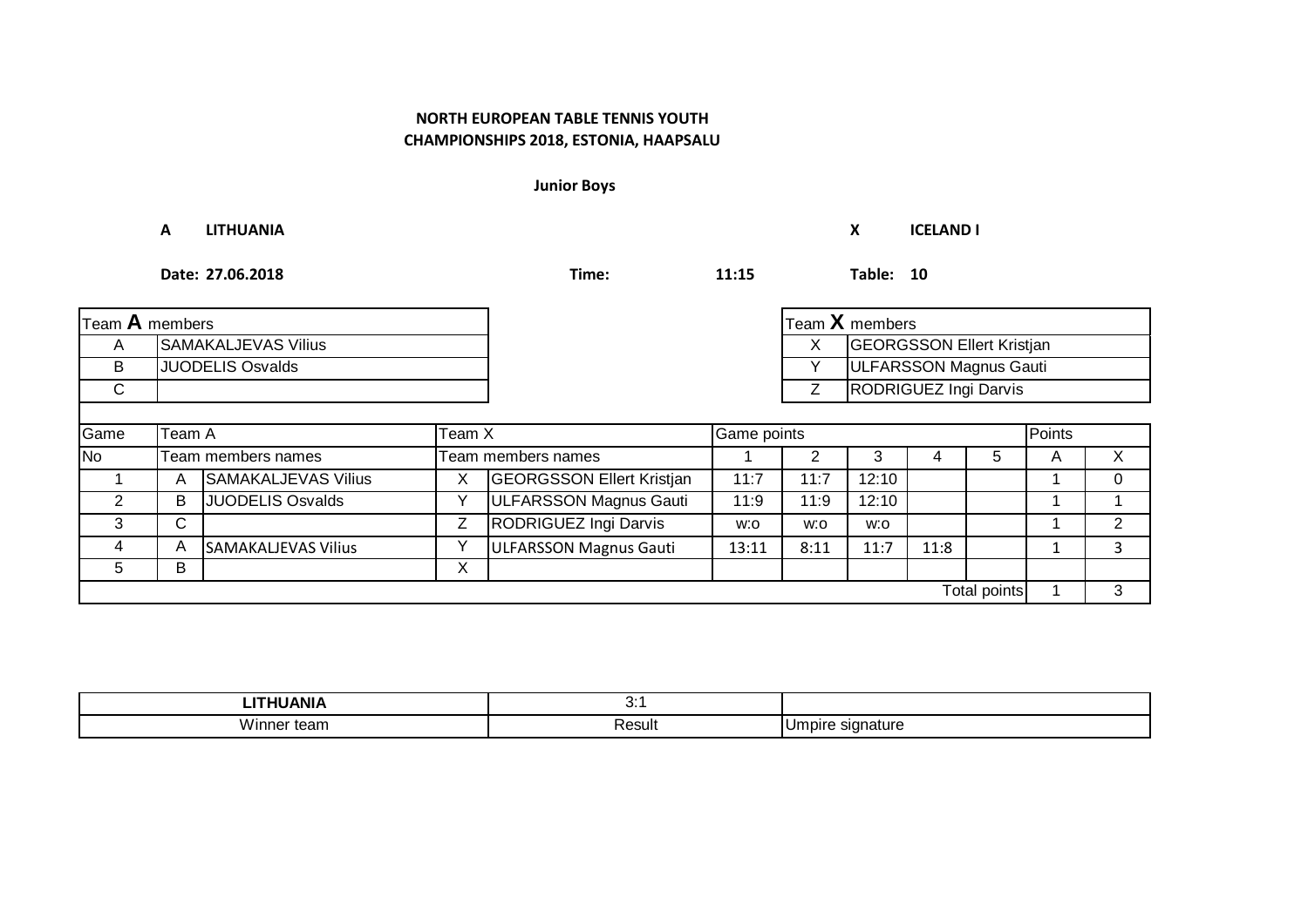**NORTH EUROPEAN TABLE TENNIS YOUTH CHAMPIONSHIPS 2018, ESTONIA, HAAPSALU**

**Junior Boys**

**A** **LITHUANIA** **X** **ICELAND I**

**Date: 27.06.2018** **Time:** **11:15** **Table: 10**

| Team **A** members | |
|---|---|
| A | SAMAKALJEVAS Vilius |
| B | JUODELIS Osvalds |
| C | |

| Team **X** members | |
|---|---|
| X | GEORGSSON Ellert Kristjan |
| Y | ULFARSSON Magnus Gauti |
| Z | RODRIGUEZ Ingi Darvis |

| Game | Team A | | Team X | | Game points | | | | | Points | |
|---|---|---|---|---|---|---|---|---|---|---|---|
| No | Team members names | | Team members names | | 1 | 2 | 3 | 4 | 5 | A | X |
| 1 | A | SAMAKALJEVAS Vilius | X | GEORGSSON Ellert Kristjan | 11:7 | 11:7 | 12:10 | | | 1 | 0 |
| 2 | B | JUODELIS Osvalds | Y | ULFARSSON Magnus Gauti | 11:9 | 11:9 | 12:10 | | | 1 | 1 |
| 3 | C | | Z | RODRIGUEZ Ingi Darvis | w:o | w:o | w:o | | | 1 | 2 |
| 4 | A | SAMAKALJEVAS Vilius | Y | ULFARSSON Magnus Gauti | 13:11 | 8:11 | 11:7 | 11:8 | | 1 | 3 |
| 5 | B | | X | | | | | | | | |
| | | | | | | | | | Total points | 1 | 3 |

| LITHUANIA | 3:1 | |
|---|---|---|
| Winner team | Result | Umpire signature |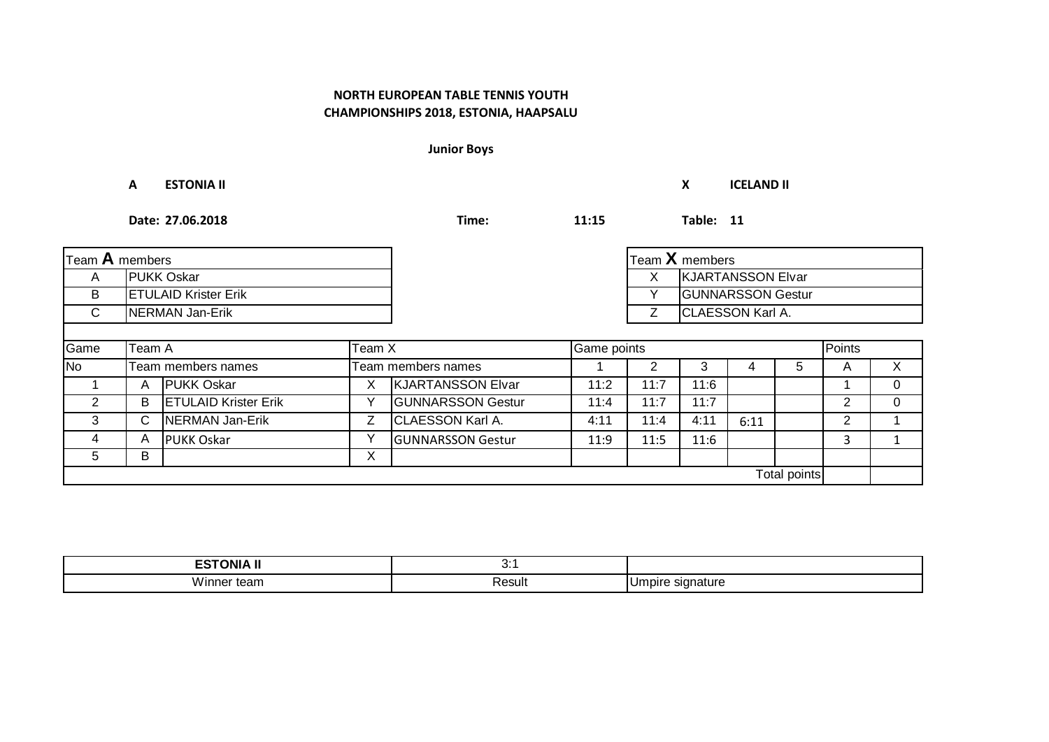**NORTH EUROPEAN TABLE TENNIS YOUTH CHAMPIONSHIPS 2018, ESTONIA, HAAPSALU**

**Junior Boys**

**A** **ESTONIA II** **X** **ICELAND II**

**Date: 27.06.2018** **Time:** **11:15** **Table: 11**

| Team **A** members | |
|---|---|
| A | PUKK Oskar |
| B | ETULAID Krister Erik |
| C | NERMAN Jan-Erik |

| Team **X** members | |
|---|---|
| X | KJARTANSSON Elvar |
| Y | GUNNARSSON Gestur |
| Z | CLAESSON Karl A. |

| Game | Team A | | Team X | | Game points | | | | | Points | |
|---|---|---|---|---|---|---|---|---|---|---|---|
| No | Team members names | | Team members names | | 1 | 2 | 3 | 4 | 5 | A | X |
| 1 | A | PUKK Oskar | X | KJARTANSSON Elvar | 11:2 | 11:7 | 11:6 | | | 1 | 0 |
| 2 | B | ETULAID Krister Erik | Y | GUNNARSSON Gestur | 11:4 | 11:7 | 11:7 | | | 2 | 0 |
| 3 | C | NERMAN Jan-Erik | Z | CLAESSON Karl A. | 4:11 | 11:4 | 4:11 | 6:11 | | 2 | 1 |
| 4 | A | PUKK Oskar | Y | GUNNARSSON Gestur | 11:9 | 11:5 | 11:6 | | | 3 | 1 |
| 5 | B | | X | | | | | | | | |
| | | | | | | | | | Total points | | |

| ESTONIA II | 3:1 | |
|---|---|---|
| Winner team | Result | Umpire signature |